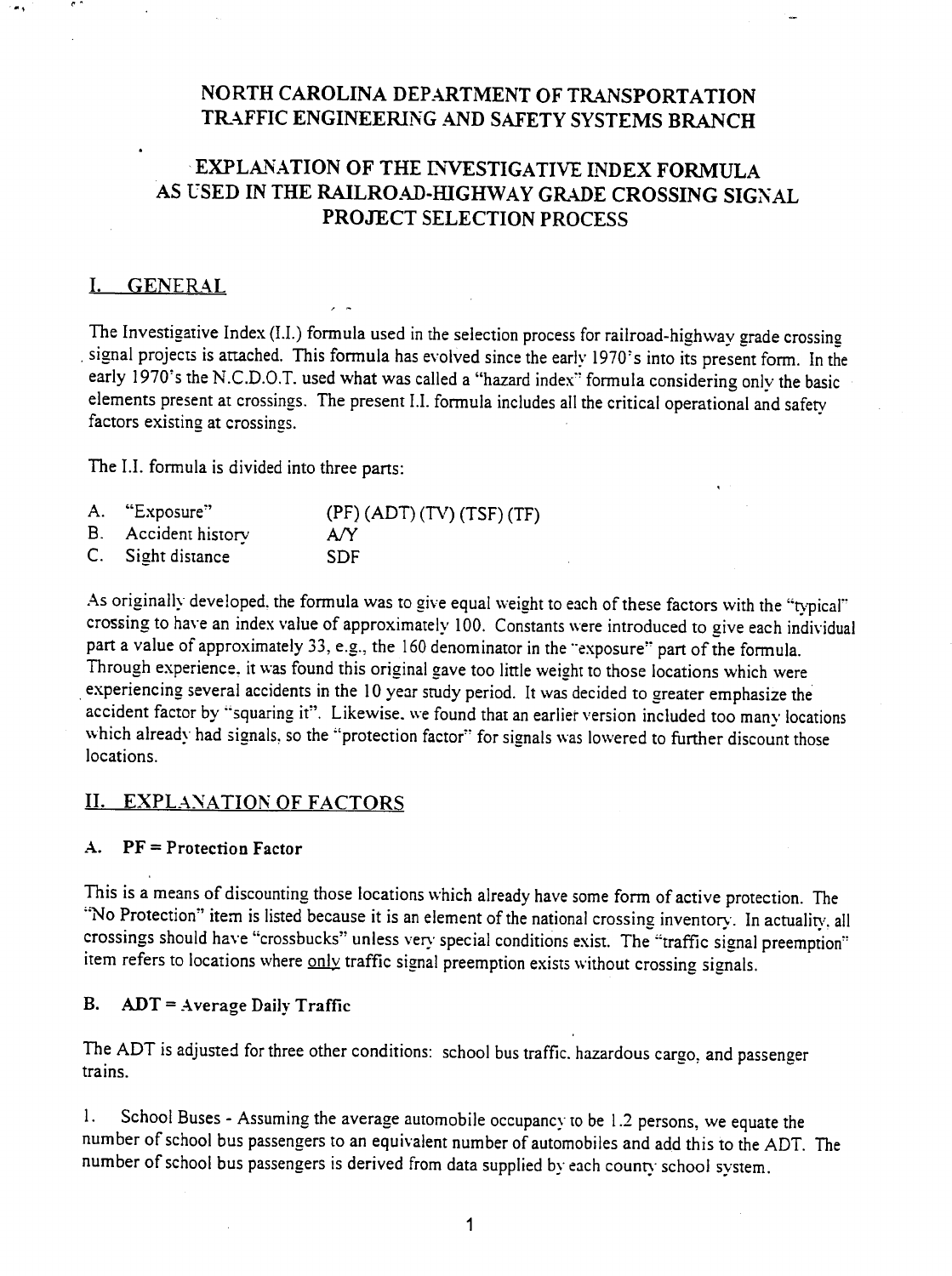# NORTH CAROLINA DEPARTMENT OF TRANSPORTATION
# TRAFFIC ENGINEERING AND SAFETY SYSTEMS BRANCH

## EXPLANATION OF THE INVESTIGATIVE INDEX FORMULA AS USED IN THE RAILROAD-HIGHWAY GRADE CROSSING SIGNAL PROJECT SELECTION PROCESS

## I. GENERAL

The Investigative Index (I.I.) formula used in the selection process for railroad-highway grade crossing signal projects is attached. This formula has evolved since the early 1970's into its present form. In the early 1970's the N.C.D.O.T. used what was called a "hazard index" formula considering only the basic elements present at crossings. The present I.I. formula includes all the critical operational and safety factors existing at crossings.

The I.I. formula is divided into three parts:

| | | |
|---|---|---|
| A. | "Exposure" | (PF) (ADT) (TV) (TSF) (TF) |
| B. | Accident history | A/Y |
| C. | Sight distance | SDF |

As originally developed, the formula was to give equal weight to each of these factors with the "typical" crossing to have an index value of approximately 100. Constants were introduced to give each individual part a value of approximately 33, e.g., the 160 denominator in the "exposure" part of the formula. Through experience, it was found this original gave too little weight to those locations which were experiencing several accidents in the 10 year study period. It was decided to greater emphasize the accident factor by "squaring it". Likewise, we found that an earlier version included too many locations which already had signals, so the "protection factor" for signals was lowered to further discount those locations.

## II. EXPLANATION OF FACTORS

### A. PF = Protection Factor

This is a means of discounting those locations which already have some form of active protection. The "No Protection" item is listed because it is an element of the national crossing inventory. In actuality, all crossings should have "crossbucks" unless very special conditions exist. The "traffic signal preemption" item refers to locations where only traffic signal preemption exists without crossing signals.

### B. ADT = Average Daily Traffic

The ADT is adjusted for three other conditions: school bus traffic, hazardous cargo, and passenger trains.

1. School Buses - Assuming the average automobile occupancy to be 1.2 persons, we equate the number of school bus passengers to an equivalent number of automobiles and add this to the ADT. The number of school bus passengers is derived from data supplied by each county school system.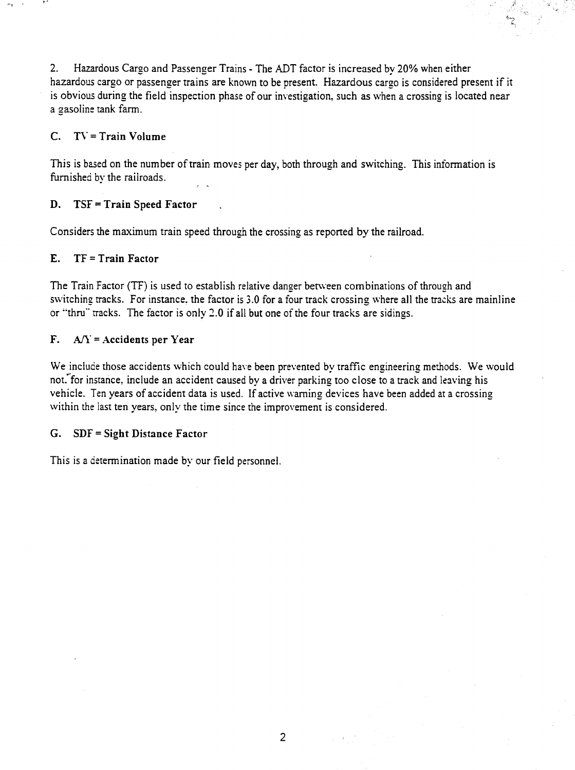2. Hazardous Cargo and Passenger Trains - The ADT factor is increased by 20% when either hazardous cargo or passenger trains are known to be present. Hazardous cargo is considered present if it is obvious during the field inspection phase of our investigation, such as when a crossing is located near a gasoline tank farm.

## C. TV = Train Volume

This is based on the number of train moves per day, both through and switching. This information is furnished by the railroads.

## D. TSF = Train Speed Factor

Considers the maximum train speed through the crossing as reported by the railroad.

## E. TF = Train Factor

The Train Factor (TF) is used to establish relative danger between combinations of through and switching tracks. For instance, the factor is 3.0 for a four track crossing where all the tracks are mainline or "thru" tracks. The factor is only 2.0 if all but one of the four tracks are sidings.

## F. A/Y = Accidents per Year

We include those accidents which could have been prevented by traffic engineering methods. We would not, for instance, include an accident caused by a driver parking too close to a track and leaving his vehicle. Ten years of accident data is used. If active warning devices have been added at a crossing within the last ten years, only the time since the improvement is considered.

## G. SDF = Sight Distance Factor

This is a determination made by our field personnel.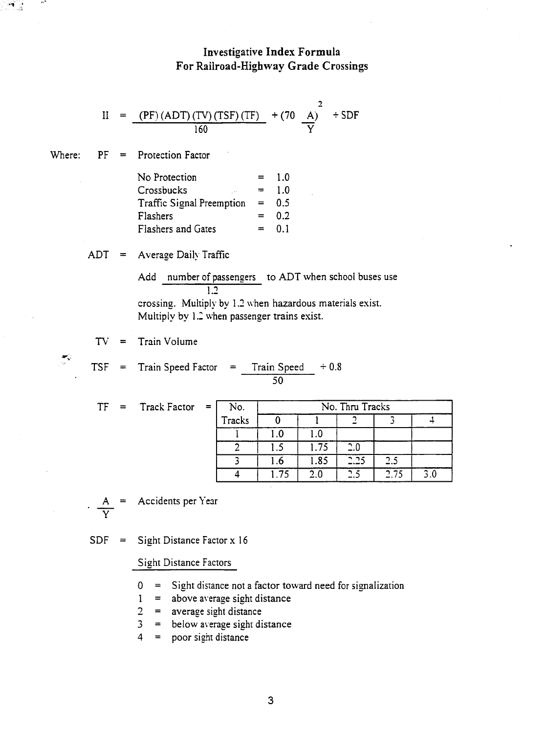# Investigative Index Formula
## For Railroad-Highway Grade Crossings

$$II = \frac{(PF)(ADT)(TV)(TSF)(TF)}{160} + \left(70\ \frac{A}{Y}\right)^2 \div SDF$$

Where: PF = Protection Factor

| | | |
|---|---|---|
| No Protection | = | 1.0 |
| Crossbucks | = | 1.0 |
| Traffic Signal Preemption | = | 0.5 |
| Flashers | = | 0.2 |
| Flashers and Gates | = | 0.1 |

ADT = Average Daily Traffic

Add $\frac{\text{number of passengers}}{1.2}$ to ADT when school buses use crossing. Multiply by 1.2 when hazardous materials exist. Multiply by 1.2 when passenger trains exist.

TV = Train Volume

TSF = Train Speed Factor = $\frac{\text{Train Speed}}{50} + 0.8$

TF = Track Factor =

| No. Tracks | No. Thru Tracks 0 | 1 | 2 | 3 | 4 |
|---|---|---|---|---|---|
| 1 | 1.0 | 1.0 | | | |
| 2 | 1.5 | 1.75 | 2.0 | | |
| 3 | 1.6 | 1.85 | 2.25 | 2.5 | |
| 4 | 1.75 | 2.0 | 2.5 | 2.75 | 3.0 |

$\frac{A}{Y}$ = Accidents per Year

SDF = Sight Distance Factor x 16

Sight Distance Factors

- 0 = Sight distance not a factor toward need for signalization
- 1 = above average sight distance
- 2 = average sight distance
- 3 = below average sight distance
- 4 = poor sight distance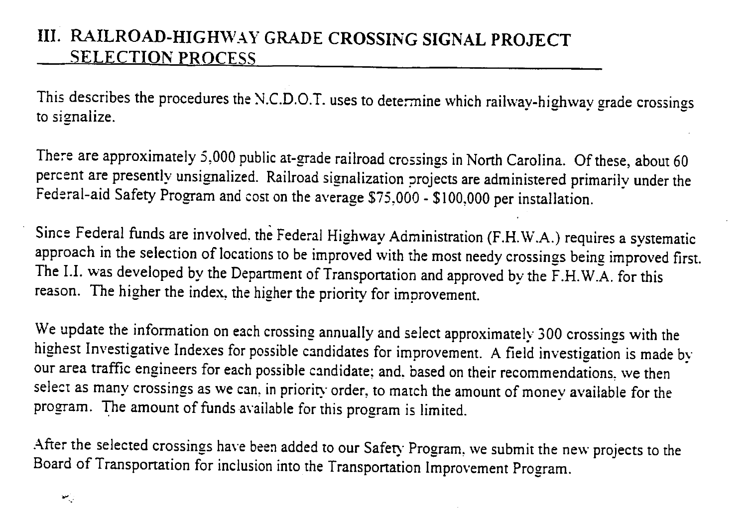## III. RAILROAD-HIGHWAY GRADE CROSSING SIGNAL PROJECT SELECTION PROCESS

This describes the procedures the N.C.D.O.T. uses to determine which railway-highway grade crossings to signalize.

There are approximately 5,000 public at-grade railroad crossings in North Carolina. Of these, about 60 percent are presently unsignalized. Railroad signalization projects are administered primarily under the Federal-aid Safety Program and cost on the average $75,000 - $100,000 per installation.

Since Federal funds are involved, the Federal Highway Administration (F.H.W.A.) requires a systematic approach in the selection of locations to be improved with the most needy crossings being improved first. The I.I. was developed by the Department of Transportation and approved by the F.H.W.A. for this reason. The higher the index, the higher the priority for improvement.

We update the information on each crossing annually and select approximately 300 crossings with the highest Investigative Indexes for possible candidates for improvement. A field investigation is made by our area traffic engineers for each possible candidate; and, based on their recommendations, we then select as many crossings as we can, in priority order, to match the amount of money available for the program. The amount of funds available for this program is limited.

After the selected crossings have been added to our Safety Program, we submit the new projects to the Board of Transportation for inclusion into the Transportation Improvement Program.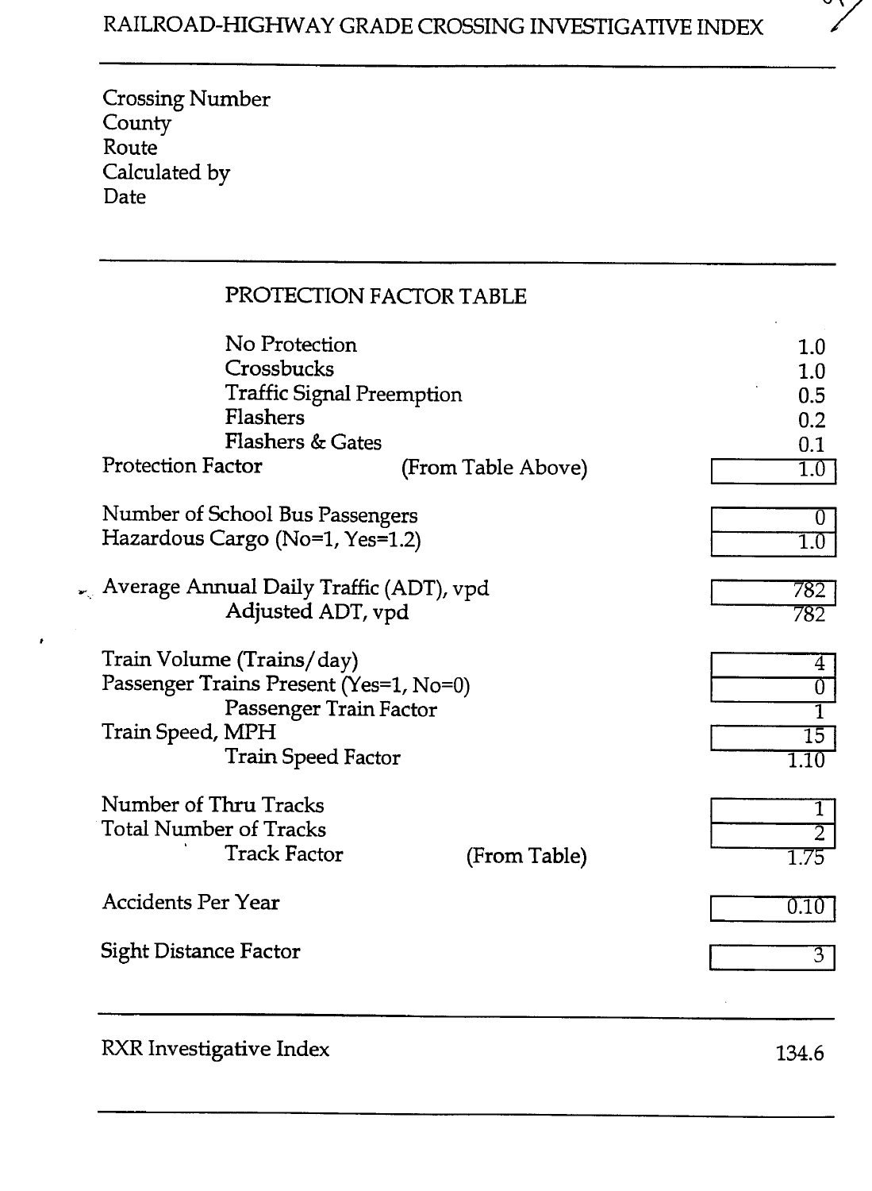# RAILROAD-HIGHWAY GRADE CROSSING INVESTIGATIVE INDEX

Crossing Number
County
Route
Calculated by
Date

---

### PROTECTION FACTOR TABLE

| | |
|---|---|
| No Protection | 1.0 |
| Crossbucks | 1.0 |
| Traffic Signal Preemption | 0.5 |
| Flashers | 0.2 |
| Flashers & Gates | 0.1 |

| | |
|---|---|
| Protection Factor (From Table Above) | 1.0 |
| Number of School Bus Passengers | 0 |
| Hazardous Cargo (No=1, Yes=1.2) | 1.0 |
| Average Annual Daily Traffic (ADT), vpd | 782 |
| Adjusted ADT, vpd | 782 |
| Train Volume (Trains/day) | 4 |
| Passenger Trains Present (Yes=1, No=0) | 0 |
| Passenger Train Factor | 1 |
| Train Speed, MPH | 15 |
| Train Speed Factor | 1.10 |
| Number of Thru Tracks | 1 |
| Total Number of Tracks | 2 |
| Track Factor (From Table) | 1.75 |
| Accidents Per Year | 0.10 |
| Sight Distance Factor | 3 |

---

RXR Investigative Index 134.6

---